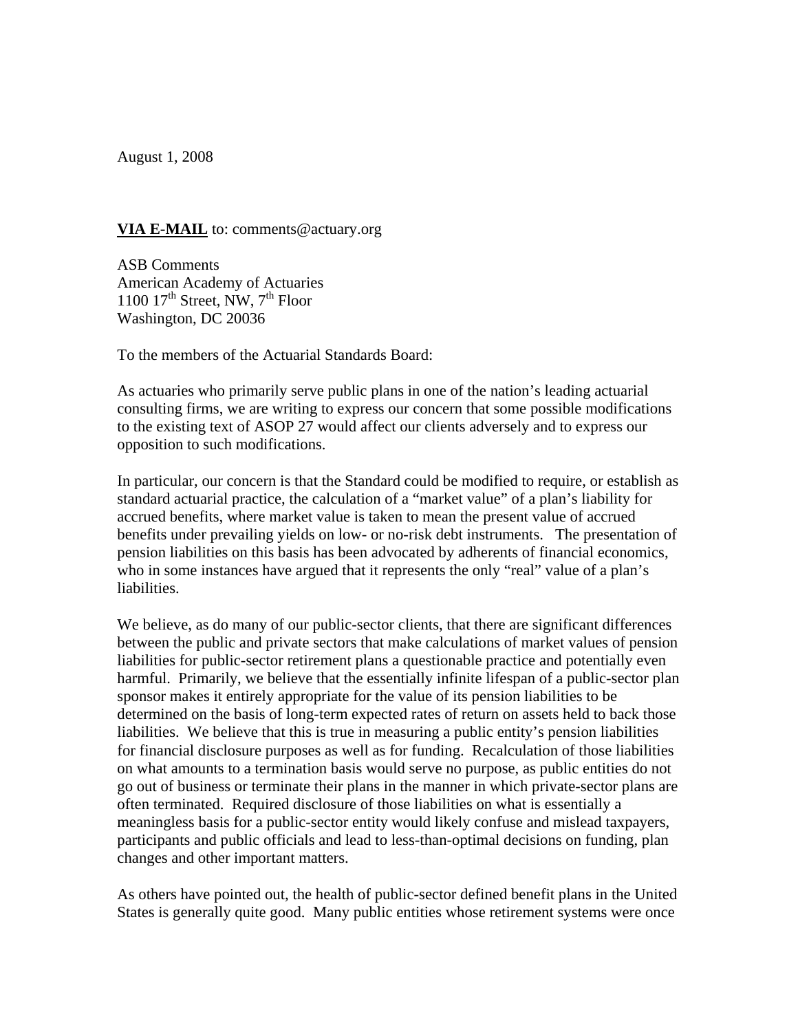August 1, 2008

**VIA E-MAIL** to: comments@actuary.org

ASB Comments
American Academy of Actuaries
1100 17th Street, NW, 7th Floor
Washington, DC 20036

To the members of the Actuarial Standards Board:

As actuaries who primarily serve public plans in one of the nation's leading actuarial consulting firms, we are writing to express our concern that some possible modifications to the existing text of ASOP 27 would affect our clients adversely and to express our opposition to such modifications.

In particular, our concern is that the Standard could be modified to require, or establish as standard actuarial practice, the calculation of a "market value" of a plan's liability for accrued benefits, where market value is taken to mean the present value of accrued benefits under prevailing yields on low- or no-risk debt instruments. The presentation of pension liabilities on this basis has been advocated by adherents of financial economics, who in some instances have argued that it represents the only "real" value of a plan's liabilities.

We believe, as do many of our public-sector clients, that there are significant differences between the public and private sectors that make calculations of market values of pension liabilities for public-sector retirement plans a questionable practice and potentially even harmful. Primarily, we believe that the essentially infinite lifespan of a public-sector plan sponsor makes it entirely appropriate for the value of its pension liabilities to be determined on the basis of long-term expected rates of return on assets held to back those liabilities. We believe that this is true in measuring a public entity's pension liabilities for financial disclosure purposes as well as for funding. Recalculation of those liabilities on what amounts to a termination basis would serve no purpose, as public entities do not go out of business or terminate their plans in the manner in which private-sector plans are often terminated. Required disclosure of those liabilities on what is essentially a meaningless basis for a public-sector entity would likely confuse and mislead taxpayers, participants and public officials and lead to less-than-optimal decisions on funding, plan changes and other important matters.

As others have pointed out, the health of public-sector defined benefit plans in the United States is generally quite good. Many public entities whose retirement systems were once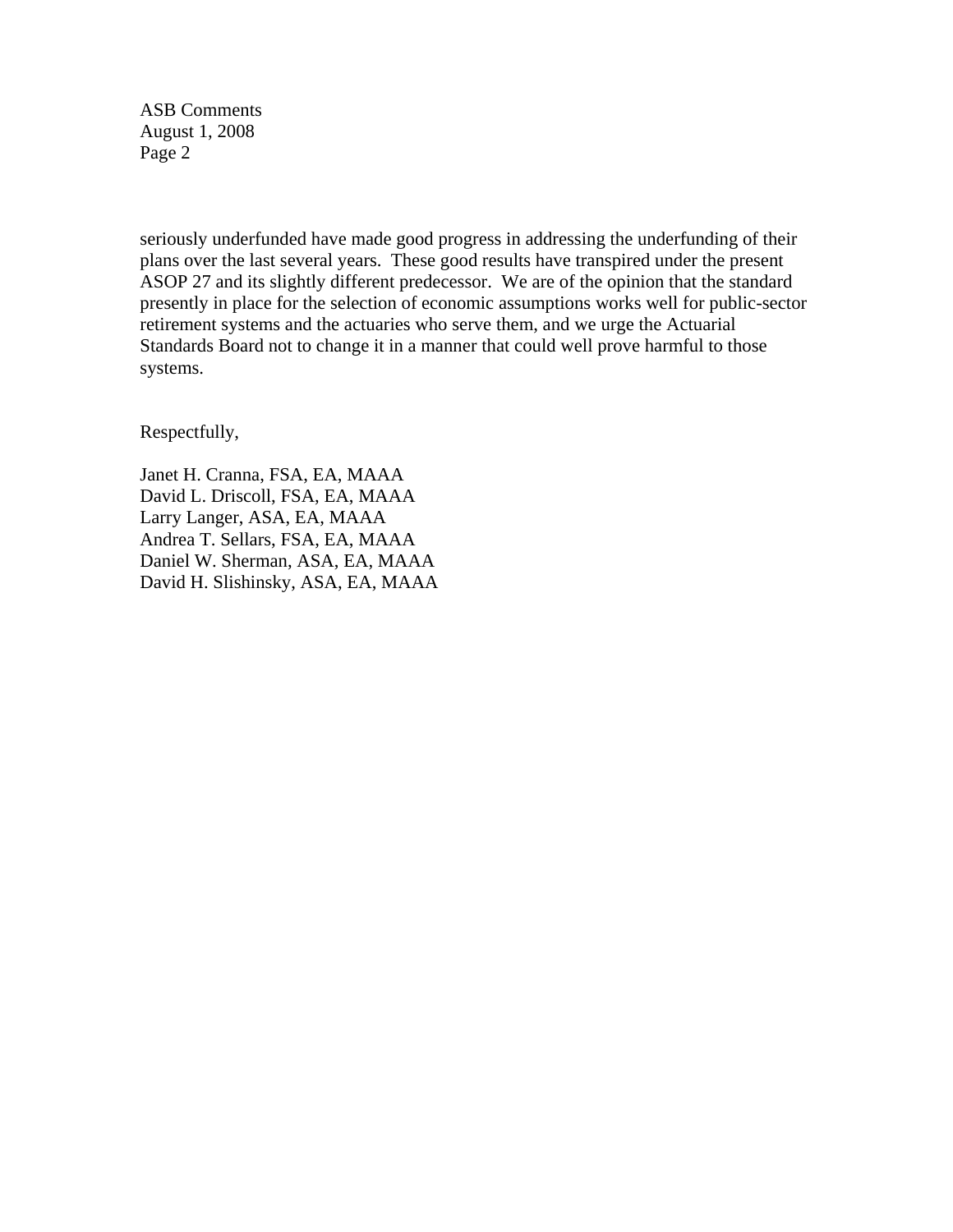seriously underfunded have made good progress in addressing the underfunding of their plans over the last several years. These good results have transpired under the present ASOP 27 and its slightly different predecessor. We are of the opinion that the standard presently in place for the selection of economic assumptions works well for public-sector retirement systems and the actuaries who serve them, and we urge the Actuarial Standards Board not to change it in a manner that could well prove harmful to those systems.

Respectfully,

Janet H. Cranna, FSA, EA, MAAA
David L. Driscoll, FSA, EA, MAAA
Larry Langer, ASA, EA, MAAA
Andrea T. Sellars, FSA, EA, MAAA
Daniel W. Sherman, ASA, EA, MAAA
David H. Slishinsky, ASA, EA, MAAA